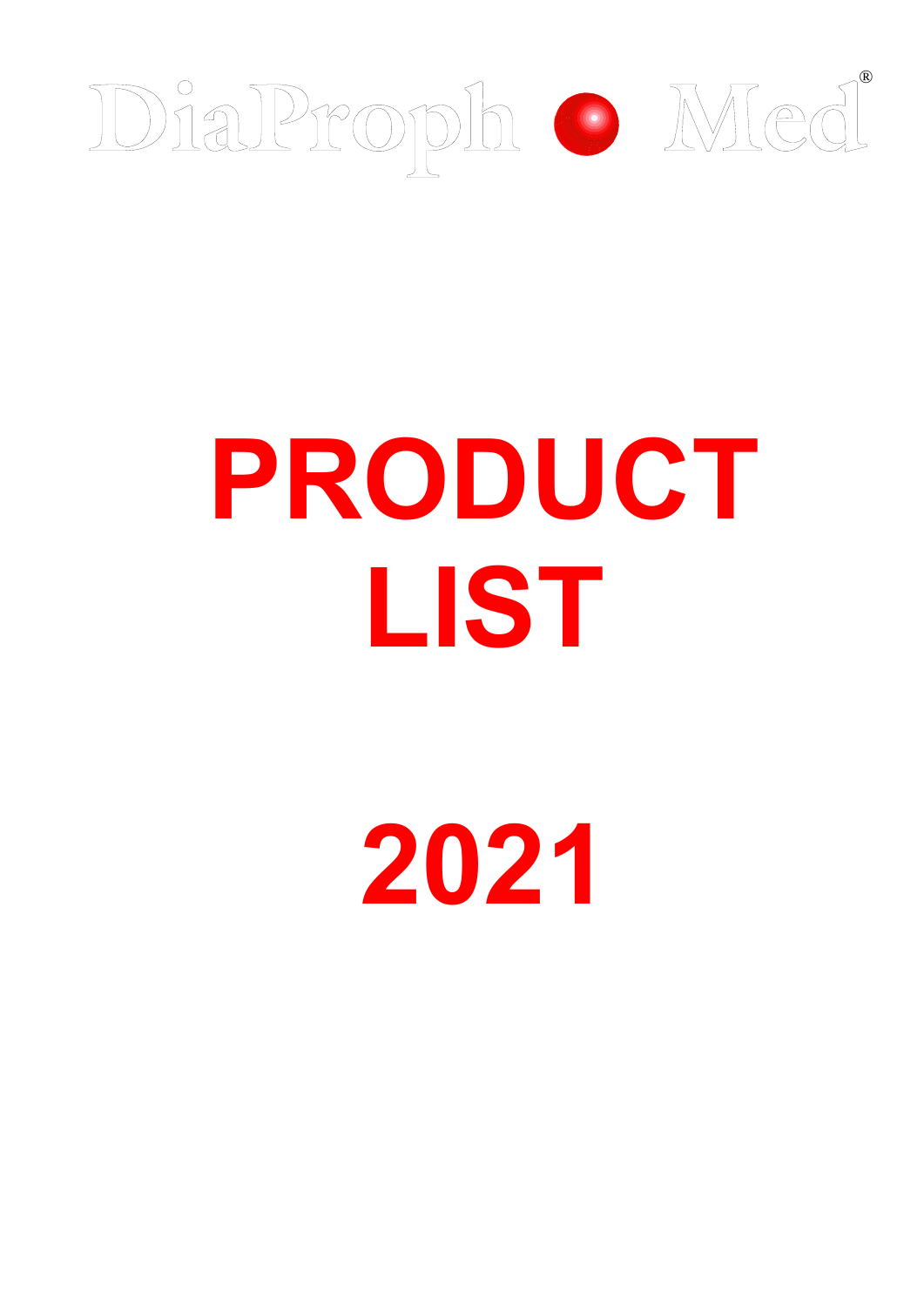DiaProph Med®

# PRODUCT LIST

# 2021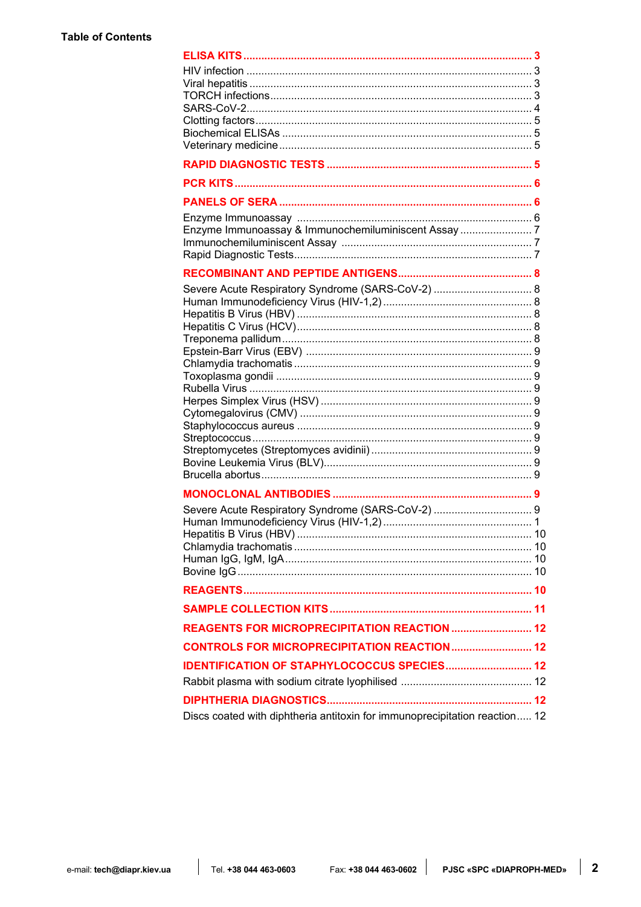**Table of Contents**

**ELISA KITS** ........ 3

- HIV infection ........ 3
- Viral hepatitis ........ 3
- TORCH infections ........ 3
- SARS-CoV-2 ........ 4
- Clotting factors ........ 5
- Biochemical ELISAs ........ 5
- Veterinary medicine ........ 5

**RAPID DIAGNOSTIC TESTS** ........ 5

**PCR KITS** ........ 6

**PANELS OF SERA** ........ 6

- Enzyme Immunoassay ........ 6
- Enzyme Immunoassay & Immunochemiluminiscent Assay ........ 7
- Immunochemiluminiscent Assay ........ 7
- Rapid Diagnostic Tests ........ 7

**RECOMBINANT AND PEPTIDE ANTIGENS** ........ 8

- Severe Acute Respiratory Syndrome (SARS-CoV-2) ........ 8
- Human Immunodeficiency Virus (HIV-1,2) ........ 8
- Hepatitis B Virus (HBV) ........ 8
- Hepatitis C Virus (HCV) ........ 8
- Treponema pallidum ........ 8
- Epstein-Barr Virus (EBV) ........ 9
- Chlamydia trachomatis ........ 9
- Toxoplasma gondii ........ 9
- Rubella Virus ........ 9
- Herpes Simplex Virus (HSV) ........ 9
- Cytomegalovirus (CMV) ........ 9
- Staphylococcus aureus ........ 9
- Streptococcus ........ 9
- Streptomycetes (Streptomyces avidinii) ........ 9
- Bovine Leukemia Virus (BLV) ........ 9
- Brucella abortus ........ 9

**MONOCLONAL ANTIBODIES** ........ 9

- Severe Acute Respiratory Syndrome (SARS-CoV-2) ........ 9
- Human Immunodeficiency Virus (HIV-1,2) ........ 1
- Hepatitis B Virus (HBV) ........ 10
- Chlamydia trachomatis ........ 10
- Human IgG, IgM, IgA ........ 10
- Bovine IgG ........ 10

**REAGENTS** ........ 10

**SAMPLE COLLECTION KITS** ........ 11

**REAGENTS FOR MICROPRECIPITATION REACTION** ........ 12

**CONTROLS FOR MICROPRECIPITATION REACTION** ........ 12

**IDENTIFICATION OF STAPHYLOCOCCUS SPECIES** ........ 12

- Rabbit plasma with sodium citrate lyophilised ........ 12

**DIPHTHERIA DIAGNOSTICS** ........ 12

- Discs coated with diphtheria antitoxin for immunoprecipitation reaction ........ 12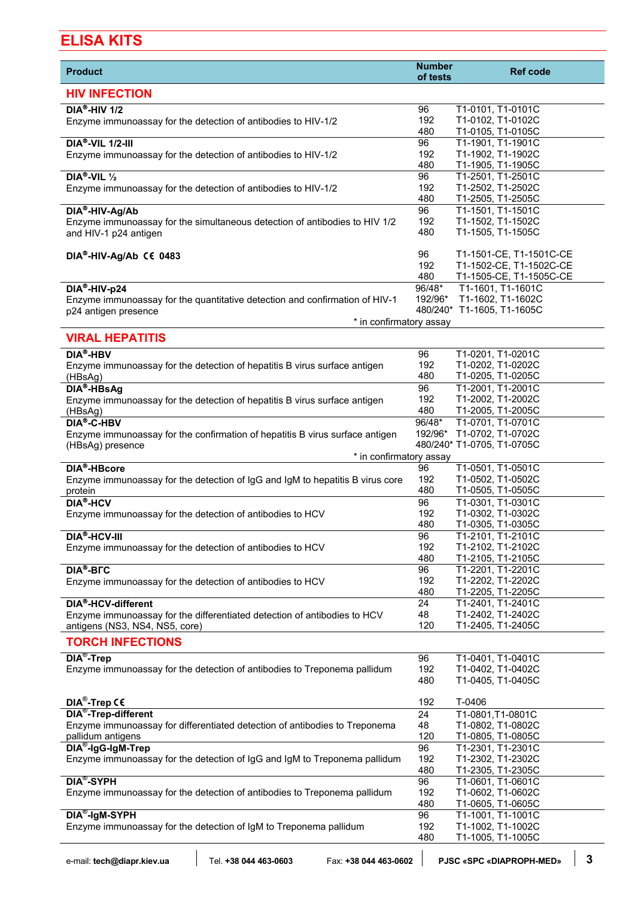# ELISA KITS

| Product | Number of tests | Ref code |
|---|---|---|
| **HIV INFECTION** | | |
| **DIA®-HIV 1/2**<br>Enzyme immunoassay for the detection of antibodies to HIV-1/2 | 96<br>192<br>480 | T1-0101, T1-0101C<br>T1-0102, T1-0102C<br>T1-0105, T1-0105C |
| **DIA®-VIL 1/2-III**<br>Enzyme immunoassay for the detection of antibodies to HIV-1/2 | 96<br>192<br>480 | T1-1901, T1-1901C<br>T1-1902, T1-1902C<br>T1-1905, T1-1905C |
| **DIA®-VIL ½**<br>Enzyme immunoassay for the detection of antibodies to HIV-1/2 | 96<br>192<br>480 | T1-2501, T1-2501C<br>T1-2502, T1-2502C<br>T1-2505, T1-2505C |
| **DIA®-HIV-Ag/Ab**<br>Enzyme immunoassay for the simultaneous detection of antibodies to HIV 1/2 and HIV-1 p24 antigen | 96<br>192<br>480 | T1-1501, T1-1501C<br>T1-1502, T1-1502C<br>T1-1505, T1-1505C |
| **DIA®-HIV-Ag/Ab CE 0483** | 96<br>192<br>480 | T1-1501-CE, T1-1501C-CE<br>T1-1502-CE, T1-1502C-CE<br>T1-1505-CE, T1-1505C-CE |
| **DIA®-HIV-p24**<br>Enzyme immunoassay for the quantitative detection and confirmation of HIV-1 p24 antigen presence<br>* in confirmatory assay | 96/48*<br>192/96*<br>480/240* | T1-1601, T1-1601C<br>T1-1602, T1-1602C<br>T1-1605, T1-1605C |
| **VIRAL HEPATITIS** | | |
| **DIA®-HBV**<br>Enzyme immunoassay for the detection of hepatitis B virus surface antigen (HBsAg) | 96<br>192<br>480 | T1-0201, T1-0201C<br>T1-0202, T1-0202C<br>T1-0205, T1-0205C |
| **DIA®-HBsAg**<br>Enzyme immunoassay for the detection of hepatitis B virus surface antigen (HBsAg) | 96<br>192<br>480 | T1-2001, T1-2001C<br>T1-2002, T1-2002C<br>T1-2005, T1-2005C |
| **DIA®-C-HBV**<br>Enzyme immunoassay for the confirmation of hepatitis B virus surface antigen (HBsAg) presence<br>* in confirmatory assay | 96/48*<br>192/96*<br>480/240* | T1-0701, T1-0701C<br>T1-0702, T1-0702C<br>T1-0705, T1-0705C |
| **DIA®-HBcore**<br>Enzyme immunoassay for the detection of IgG and IgM to hepatitis B virus core protein | 96<br>192<br>480 | T1-0501, T1-0501C<br>T1-0502, T1-0502C<br>T1-0505, T1-0505C |
| **DIA®-HCV**<br>Enzyme immunoassay for the detection of antibodies to HCV | 96<br>192<br>480 | T1-0301, T1-0301C<br>T1-0302, T1-0302C<br>T1-0305, T1-0305C |
| **DIA®-HCV-III**<br>Enzyme immunoassay for the detection of antibodies to HCV | 96<br>192<br>480 | T1-2101, T1-2101C<br>T1-2102, T1-2102C<br>T1-2105, T1-2105C |
| **DIA®-ВГС**<br>Enzyme immunoassay for the detection of antibodies to HCV | 96<br>192<br>480 | T1-2201, T1-2201C<br>T1-2202, T1-2202C<br>T1-2205, T1-2205C |
| **DIA®-HCV-different**<br>Enzyme immunoassay for the differentiated detection of antibodies to HCV antigens (NS3, NS4, NS5, core) | 24<br>48<br>120 | T1-2401, T1-2401C<br>T1-2402, T1-2402C<br>T1-2405, T1-2405C |
| **TORCH INFECTIONS** | | |
| **DIA®-Trep**<br>Enzyme immunoassay for the detection of antibodies to Treponema pallidum | 96<br>192<br>480 | T1-0401, T1-0401C<br>T1-0402, T1-0402C<br>T1-0405, T1-0405C |
| **DIA®-Trep CE** | 192 | T-0406 |
| **DIA®-Trep-different**<br>Enzyme immunoassay for differentiated detection of antibodies to Treponema pallidum antigens | 24<br>48<br>120 | T1-0801,T1-0801C<br>T1-0802, T1-0802C<br>T1-0805, T1-0805C |
| **DIA®-IgG-IgM-Trep**<br>Enzyme immunoassay for the detection of IgG and IgM to Treponema pallidum | 96<br>192<br>480 | T1-2301, T1-2301C<br>T1-2302, T1-2302C<br>T1-2305, T1-2305C |
| **DIA®-SYPH**<br>Enzyme immunoassay for the detection of antibodies to Treponema pallidum | 96<br>192<br>480 | T1-0601, T1-0601C<br>T1-0602, T1-0602C<br>T1-0605, T1-0605C |
| **DIA®-IgM-SYPH**<br>Enzyme immunoassay for the detection of IgM to Treponema pallidum | 96<br>192<br>480 | T1-1001, T1-1001C<br>T1-1002, T1-1002C<br>T1-1005, T1-1005C |

e-mail: **tech@diapr.kiev.ua** | Tel. **+38 044 463-0603** | Fax: **+38 044 463-0602** | **PJSC «SPC «DIAPROPH-MED»**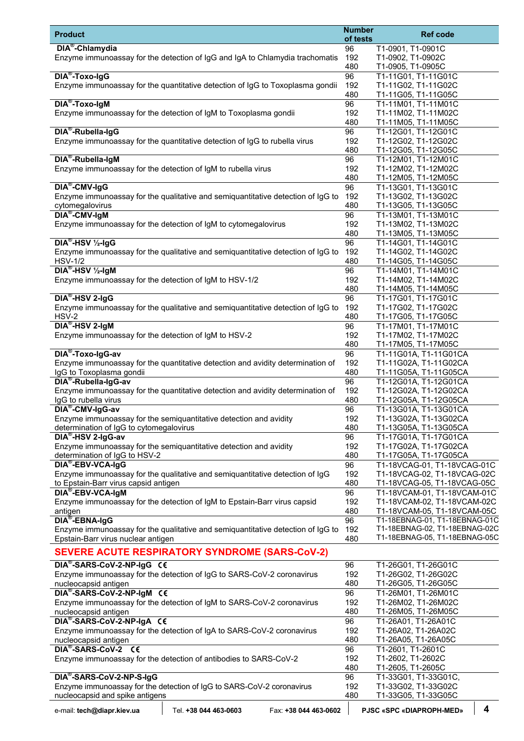| Product | Number of tests | Ref code |
|---|---|---|
| **DIA®-Chlamydia**<br>Enzyme immunoassay for the detection of IgG and IgA to Chlamydia trachomatis | 96<br>192<br>480 | T1-0901, T1-0901C<br>T1-0902, T1-0902C<br>T1-0905, T1-0905C |
| **DIA®-Toxo-IgG**<br>Enzyme immunoassay for the quantitative detection of IgG to Toxoplasma gondii | 96<br>192<br>480 | T1-11G01, T1-11G01C<br>T1-11G02, T1-11G02C<br>T1-11G05, T1-11G05C |
| **DIA®-Toxo-IgM**<br>Enzyme immunoassay for the detection of IgM to Toxoplasma gondii | 96<br>192<br>480 | T1-11M01, T1-11M01C<br>T1-11M02, T1-11M02C<br>T1-11M05, T1-11M05C |
| **DIA®-Rubella-IgG**<br>Enzyme immunoassay for the quantitative detection of IgG to rubella virus | 96<br>192<br>480 | T1-12G01, T1-12G01C<br>T1-12G02, T1-12G02C<br>T1-12G05, T1-12G05C |
| **DIA®-Rubella-IgM**<br>Enzyme immunoassay for the detection of IgM to rubella virus | 96<br>192<br>480 | T1-12M01, T1-12M01C<br>T1-12M02, T1-12M02C<br>T1-12M05, T1-12M05C |
| **DIA®-CMV-IgG**<br>Enzyme immunoassay for the qualitative and semiquantitative detection of IgG to cytomegalovirus | 96<br>192<br>480 | T1-13G01, T1-13G01C<br>T1-13G02, T1-13G02C<br>T1-13G05, T1-13G05C |
| **DIA®-CMV-IgM**<br>Enzyme immunoassay for the detection of IgM to cytomegalovirus | 96<br>192<br>480 | T1-13M01, T1-13M01C<br>T1-13M02, T1-13M02C<br>T1-13M05, T1-13M05C |
| **DIA®-HSV ½-IgG**<br>Enzyme immunoassay for the qualitative and semiquantitative detection of IgG to HSV-1/2 | 96<br>192<br>480 | T1-14G01, T1-14G01C<br>T1-14G02, T1-14G02C<br>T1-14G05, T1-14G05C |
| **DIA®-HSV ½-IgM**<br>Enzyme immunoassay for the detection of IgM to HSV-1/2 | 96<br>192<br>480 | T1-14M01, T1-14M01C<br>T1-14M02, T1-14M02C<br>T1-14M05, T1-14M05C |
| **DIA®-HSV 2-IgG**<br>Enzyme immunoassay for the qualitative and semiquantitative detection of IgG to HSV-2 | 96<br>192<br>480 | T1-17G01, T1-17G01C<br>T1-17G02, T1-17G02C<br>T1-17G05, T1-17G05C |
| **DIA®-HSV 2-IgM**<br>Enzyme immunoassay for the detection of IgM to HSV-2 | 96<br>192<br>480 | T1-17M01, T1-17M01C<br>T1-17M02, T1-17M02C<br>T1-17M05, T1-17M05C |
| **DIA®-Toxo-IgG-av**<br>Enzyme immunoassay for the quantitative detection and avidity determination of IgG to Toxoplasma gondii | 96<br>192<br>480 | T1-11G01A, T1-11G01CA<br>T1-11G02A, T1-11G02CA<br>T1-11G05A, T1-11G05CA |
| **DIA®-Rubella-IgG-av**<br>Enzyme immunoassay for the quantitative detection and avidity determination of IgG to rubella virus | 96<br>192<br>480 | T1-12G01A, T1-12G01CA<br>T1-12G02A, T1-12G02CA<br>T1-12G05A, T1-12G05CA |
| **DIA®-CMV-IgG-av**<br>Enzyme immunoassay for the semiquantitative detection and avidity determination of IgG to cytomegalovirus | 96<br>192<br>480 | T1-13G01A, T1-13G01CA<br>T1-13G02A, T1-13G02CA<br>T1-13G05A, T1-13G05CA |
| **DIA®-HSV 2-IgG-av**<br>Enzyme immunoassay for the semiquantitative detection and avidity determination of IgG to HSV-2 | 96<br>192<br>480 | T1-17G01A, T1-17G01CA<br>T1-17G02A, T1-17G02CA<br>T1-17G05A, T1-17G05CA |
| **DIA®-EBV-VCA-IgG**<br>Enzyme immunoassay for the qualitative and semiquantitative detection of IgG to Epstain-Barr virus capsid antigen | 96<br>192<br>480 | T1-18VCAG-01, T1-18VCAG-01C<br>T1-18VCAG-02, T1-18VCAG-02C<br>T1-18VCAG-05, T1-18VCAG-05C |
| **DIA®-EBV-VCA-IgM**<br>Enzyme immunoassay for the detection of IgM to Epstain-Barr virus capsid antigen | 96<br>192<br>480 | T1-18VCAM-01, T1-18VCAM-01C<br>T1-18VCAM-02, T1-18VCAM-02C<br>T1-18VCAM-05, T1-18VCAM-05C |
| **DIA®-EBNA-IgG**<br>Enzyme immunoassay for the qualitative and semiquantitative detection of IgG to Epstain-Barr virus nuclear antigen | 96<br>192<br>480 | T1-18EBNAG-01, T1-18EBNAG-01C<br>T1-18EBNAG-02, T1-18EBNAG-02C<br>T1-18EBNAG-05, T1-18EBNAG-05C |

## SEVERE ACUTE RESPIRATORY SYNDROME (SARS-CoV-2)

| Product | Number of tests | Ref code |
|---|---|---|
| **DIA®-SARS-CoV-2-NP-IgG** CE<br>Enzyme immunoassay for the detection of IgG to SARS-CoV-2 coronavirus nucleocapsid antigen | 96<br>192<br>480 | T1-26G01, T1-26G01C<br>T1-26G02, T1-26G02C<br>T1-26G05, T1-26G05C |
| **DIA®-SARS-CoV-2-NP-IgM** CE<br>Enzyme immunoassay for the detection of IgM to SARS-CoV-2 coronavirus nucleocapsid antigen | 96<br>192<br>480 | T1-26M01, T1-26M01C<br>T1-26M02, T1-26M02C<br>T1-26M05, T1-26M05C |
| **DIA®-SARS-CoV-2-NP-IgA** CE<br>Enzyme immunoassay for the detection of IgA to SARS-CoV-2 coronavirus nucleocapsid antigen | 96<br>192<br>480 | T1-26A01, T1-26A01C<br>T1-26A02, T1-26A02C<br>T1-26A05, T1-26A05C |
| **DIA®-SARS-CoV-2** CE<br>Enzyme immunoassay for the detection of antibodies to SARS-CoV-2 | 96<br>192<br>480 | T1-2601, T1-2601C<br>T1-2602, T1-2602C<br>T1-2605, T1-2605C |
| **DIA®-SARS-CoV-2-NP-S-IgG**<br>Enzyme immunoassay for the detection of IgG to SARS-CoV-2 coronavirus nucleocapsid and spike antigens | 96<br>192<br>480 | T1-33G01, T1-33G01C,<br>T1-33G02, T1-33G02C<br>T1-33G05, T1-33G05C |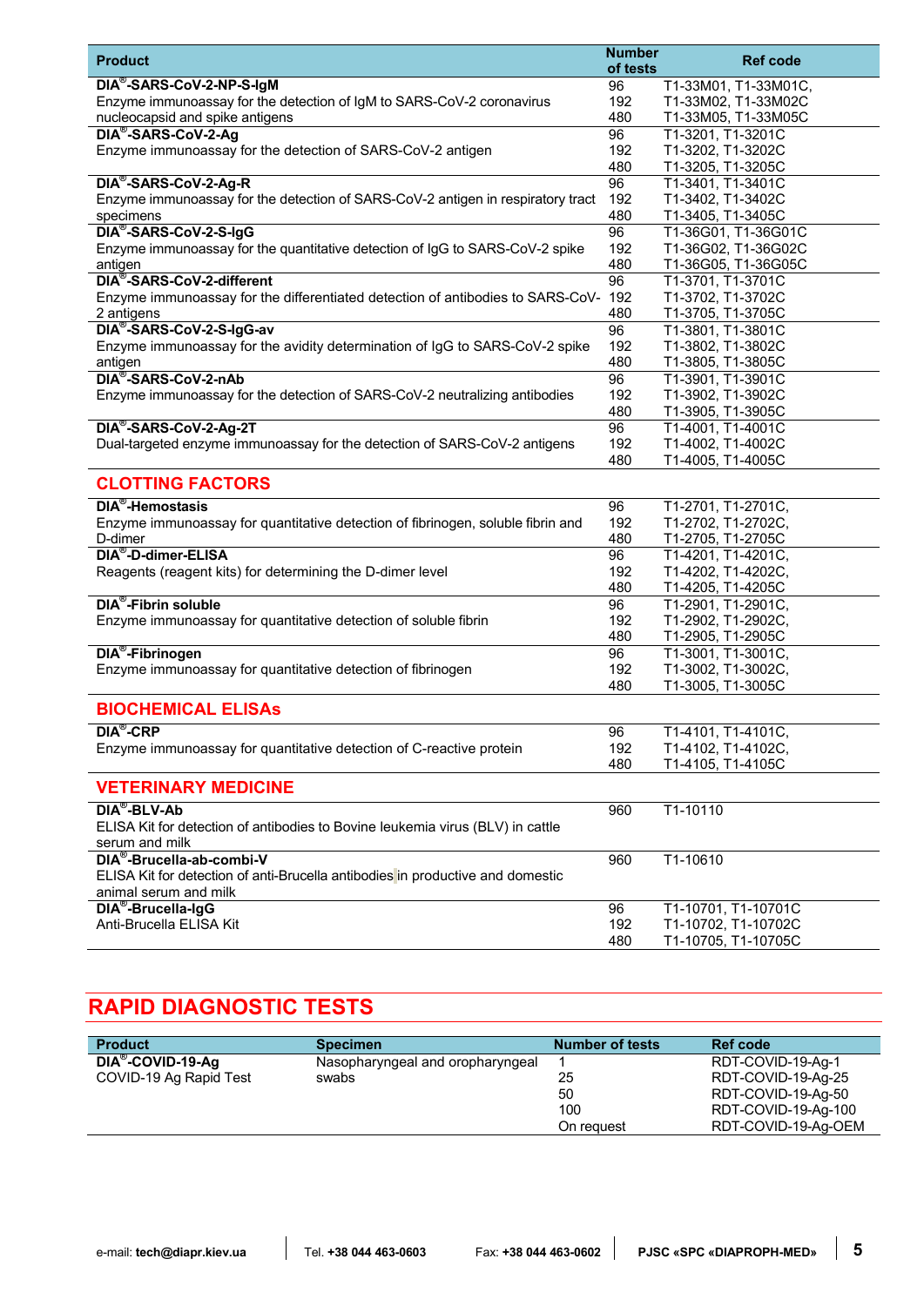| Product | Number of tests | Ref code |
|---|---|---|
| **DIA®-SARS-CoV-2-NP-S-IgM**<br>Enzyme immunoassay for the detection of IgM to SARS-CoV-2 coronavirus nucleocapsid and spike antigens | 96<br>192<br>480 | T1-33M01, T1-33M01C,<br>T1-33M02, T1-33M02C<br>T1-33M05, T1-33M05C |
| **DIA®-SARS-CoV-2-Ag**<br>Enzyme immunoassay for the detection of SARS-CoV-2 antigen | 96<br>192<br>480 | T1-3201, T1-3201C<br>T1-3202, T1-3202C<br>T1-3205, T1-3205C |
| **DIA®-SARS-CoV-2-Ag-R**<br>Enzyme immunoassay for the detection of SARS-CoV-2 antigen in respiratory tract specimens | 96<br>192<br>480 | T1-3401, T1-3401C<br>T1-3402, T1-3402C<br>T1-3405, T1-3405C |
| **DIA®-SARS-CoV-2-S-IgG**<br>Enzyme immunoassay for the quantitative detection of IgG to SARS-CoV-2 spike antigen | 96<br>192<br>480 | T1-36G01, T1-36G01C<br>T1-36G02, T1-36G02C<br>T1-36G05, T1-36G05C |
| **DIA®-SARS-CoV-2-different**<br>Enzyme immunoassay for the differentiated detection of antibodies to SARS-CoV-2 antigens | 96<br>192<br>480 | T1-3701, T1-3701C<br>T1-3702, T1-3702C<br>T1-3705, T1-3705C |
| **DIA®-SARS-CoV-2-S-IgG-av**<br>Enzyme immunoassay for the avidity determination of IgG to SARS-CoV-2 spike antigen | 96<br>192<br>480 | T1-3801, T1-3801C<br>T1-3802, T1-3802C<br>T1-3805, T1-3805C |
| **DIA®-SARS-CoV-2-nAb**<br>Enzyme immunoassay for the detection of SARS-CoV-2 neutralizing antibodies | 96<br>192<br>480 | T1-3901, T1-3901C<br>T1-3902, T1-3902C<br>T1-3905, T1-3905C |
| **DIA®-SARS-CoV-2-Ag-2T**<br>Dual-targeted enzyme immunoassay for the detection of SARS-CoV-2 antigens | 96<br>192<br>480 | T1-4001, T1-4001C<br>T1-4002, T1-4002C<br>T1-4005, T1-4005C |
| **CLOTTING FACTORS** | | |
| **DIA®-Hemostasis**<br>Enzyme immunoassay for quantitative detection of fibrinogen, soluble fibrin and D-dimer | 96<br>192<br>480 | T1-2701, T1-2701C,<br>T1-2702, T1-2702C,<br>T1-2705, T1-2705C |
| **DIA®-D-dimer-ELISA**<br>Reagents (reagent kits) for determining the D-dimer level | 96<br>192<br>480 | T1-4201, T1-4201C,<br>T1-4202, T1-4202C,<br>T1-4205, T1-4205C |
| **DIA®-Fibrin soluble**<br>Enzyme immunoassay for quantitative detection of soluble fibrin | 96<br>192<br>480 | T1-2901, T1-2901C,<br>T1-2902, T1-2902C,<br>T1-2905, T1-2905C |
| **DIA®-Fibrinogen**<br>Enzyme immunoassay for quantitative detection of fibrinogen | 96<br>192<br>480 | T1-3001, T1-3001C,<br>T1-3002, T1-3002C,<br>T1-3005, T1-3005C |
| **BIOCHEMICAL ELISAs** | | |
| **DIA®-CRP**<br>Enzyme immunoassay for quantitative detection of C-reactive protein | 96<br>192<br>480 | T1-4101, T1-4101C,<br>T1-4102, T1-4102C,<br>T1-4105, T1-4105C |
| **VETERINARY MEDICINE** | | |
| **DIA®-BLV-Ab**<br>ELISA Kit for detection of antibodies to Bovine leukemia virus (BLV) in cattle serum and milk | 960 | T1-10110 |
| **DIA®-Brucella-ab-combi-V**<br>ELISA Kit for detection of anti-Brucella antibodies in productive and domestic animal serum and milk | 960 | T1-10610 |
| **DIA®-Brucella-IgG**<br>Anti-Brucella ELISA Kit | 96<br>192<br>480 | T1-10701, T1-10701C<br>T1-10702, T1-10702C<br>T1-10705, T1-10705C |

# RAPID DIAGNOSTIC TESTS

| Product | Specimen | Number of tests | Ref code |
|---|---|---|---|
| **DIA®-COVID-19-Ag**<br>COVID-19 Ag Rapid Test | Nasopharyngeal and oropharyngeal swabs | 1<br>25<br>50<br>100<br>On request | RDT-COVID-19-Ag-1<br>RDT-COVID-19-Ag-25<br>RDT-COVID-19-Ag-50<br>RDT-COVID-19-Ag-100<br>RDT-COVID-19-Ag-OEM |

e-mail: **tech@diapr.kiev.ua** | Tel. **+38 044 463-0603** | Fax: **+38 044 463-0602** | **PJSC «SPC «DIAPROPH-MED»**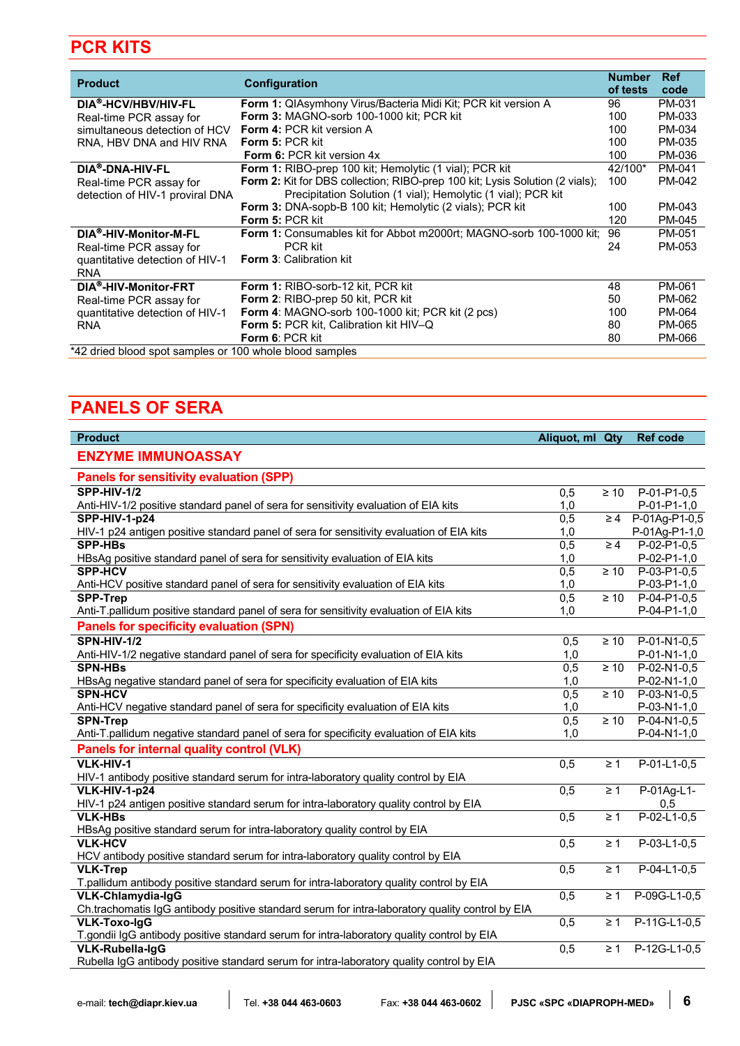## PCR KITS

| Product | Configuration | Number of tests | Ref code |
|---|---|---|---|
| **DIA®-HCV/HBV/HIV-FL**<br>Real-time PCR assay for simultaneous detection of HCV RNA, HBV DNA and HIV RNA | **Form 1:** QIAsymphony Virus/Bacteria Midi Kit; PCR kit version A | 96 | PM-031 |
| | **Form 3:** MAGNO-sorb 100-1000 kit; PCR kit | 100 | PM-033 |
| | **Form 4:** PCR kit version A | 100 | PM-034 |
| | **Form 5:** PCR kit | 100 | PM-035 |
| | **Form 6:** PCR kit version 4x | 100 | PM-036 |
| **DIA®-DNA-HIV-FL**<br>Real-time PCR assay for detection of HIV-1 proviral DNA | **Form 1:** RIBO-prep 100 kit; Hemolytic (1 vial); PCR kit | 42/100* | PM-041 |
| | **Form 2:** Kit for DBS collection; RIBO-prep 100 kit; Lysis Solution (2 vials); Precipitation Solution (1 vial); Hemolytic (1 vial); PCR kit | 100 | PM-042 |
| | **Form 3:** DNA-sopb-B 100 kit; Hemolytic (2 vials); PCR kit | 100 | PM-043 |
| | **Form 5:** PCR kit | 120 | PM-045 |
| **DIA®-HIV-Monitor-M-FL**<br>Real-time PCR assay for quantitative detection of HIV-1 RNA | **Form 1:** Consumables kit for Abbot m2000rt; MAGNO-sorb 100-1000 kit; PCR kit | 96 | PM-051 |
| | **Form 3**: Calibration kit | 24 | PM-053 |
| **DIA®-HIV-Monitor-FRT**<br>Real-time PCR assay for quantitative detection of HIV-1 RNA | **Form 1:** RIBO-sorb-12 kit, PCR kit | 48 | PM-061 |
| | **Form 2:** RIBO-prep 50 kit, PCR kit | 50 | PM-062 |
| | **Form 4**: MAGNO-sorb 100-1000 kit; PCR kit (2 pcs) | 100 | PM-064 |
| | **Form 5:** PCR kit, Calibration kit HIV–Q | 80 | PM-065 |
| | **Form 6**: PCR kit | 80 | PM-066 |

*42 dried blood spot samples or 100 whole blood samples

## PANELS OF SERA

| Product | Aliquot, ml | Qty | Ref code |
|---|---|---|---|
| **ENZYME IMMUNOASSAY** | | | |
| **Panels for sensitivity evaluation (SPP)** | | | |
| **SPP-HIV-1/2**<br>Anti-HIV-1/2 positive standard panel of sera for sensitivity evaluation of EIA kits | 0,5<br>1,0 | ≥ 10 | P-01-P1-0,5<br>P-01-P1-1,0 |
| **SPP-HIV-1-p24**<br>HIV-1 p24 antigen positive standard panel of sera for sensitivity evaluation of EIA kits | 0,5<br>1,0 | ≥ 4 | P-01Ag-P1-0,5<br>P-01Ag-P1-1,0 |
| **SPP-HBs**<br>HBsAg positive standard panel of sera for sensitivity evaluation of EIA kits | 0,5<br>1,0 | ≥ 4 | P-02-P1-0,5<br>P-02-P1-1,0 |
| **SPP-HCV**<br>Anti-HCV positive standard panel of sera for sensitivity evaluation of EIA kits | 0,5<br>1,0 | ≥ 10 | P-03-P1-0,5<br>P-03-P1-1,0 |
| **SPP-Trep**<br>Anti-T.pallidum positive standard panel of sera for sensitivity evaluation of EIA kits | 0,5<br>1,0 | ≥ 10 | P-04-P1-0,5<br>P-04-P1-1,0 |
| **Panels for specificity evaluation (SPN)** | | | |
| **SPN-HIV-1/2**<br>Anti-HIV-1/2 negative standard panel of sera for specificity evaluation of EIA kits | 0,5<br>1,0 | ≥ 10 | P-01-N1-0,5<br>P-01-N1-1,0 |
| **SPN-HBs**<br>HBsAg negative standard panel of sera for specificity evaluation of EIA kits | 0,5<br>1,0 | ≥ 10 | P-02-N1-0,5<br>P-02-N1-1,0 |
| **SPN-HCV**<br>Anti-HCV negative standard panel of sera for specificity evaluation of EIA kits | 0,5<br>1,0 | ≥ 10 | P-03-N1-0,5<br>P-03-N1-1,0 |
| **SPN-Trep**<br>Anti-T.pallidum negative standard panel of sera for specificity evaluation of EIA kits | 0,5<br>1,0 | ≥ 10 | P-04-N1-0,5<br>P-04-N1-1,0 |
| **Panels for internal quality control (VLK)** | | | |
| **VLK-HIV-1**<br>HIV-1 antibody positive standard serum for intra-laboratory quality control by EIA | 0,5 | ≥ 1 | P-01-L1-0,5 |
| **VLK-HIV-1-p24**<br>HIV-1 p24 antigen positive standard serum for intra-laboratory quality control by EIA | 0,5 | ≥ 1 | P-01Ag-L1-0,5 |
| **VLK-HBs**<br>HBsAg positive standard serum for intra-laboratory quality control by EIA | 0,5 | ≥ 1 | P-02-L1-0,5 |
| **VLK-HCV**<br>HCV antibody positive standard serum for intra-laboratory quality control by EIA | 0,5 | ≥ 1 | P-03-L1-0,5 |
| **VLK-Trep**<br>T.pallidum antibody positive standard serum for intra-laboratory quality control by EIA | 0,5 | ≥ 1 | P-04-L1-0,5 |
| **VLK-Chlamydia-IgG**<br>Ch.trachomatis IgG antibody positive standard serum for intra-laboratory quality control by EIA | 0,5 | ≥ 1 | P-09G-L1-0,5 |
| **VLK-Toxo-IgG**<br>T.gondii IgG antibody positive standard serum for intra-laboratory quality control by EIA | 0,5 | ≥ 1 | P-11G-L1-0,5 |
| **VLK-Rubella-IgG**<br>Rubella IgG antibody positive standard serum for intra-laboratory quality control by EIA | 0,5 | ≥ 1 | P-12G-L1-0,5 |

e-mail: **tech@diapr.kiev.ua** | Tel. **+38 044 463-0603** | Fax: **+38 044 463-0602** | **PJSC «SPC «DIAPROPH-MED»**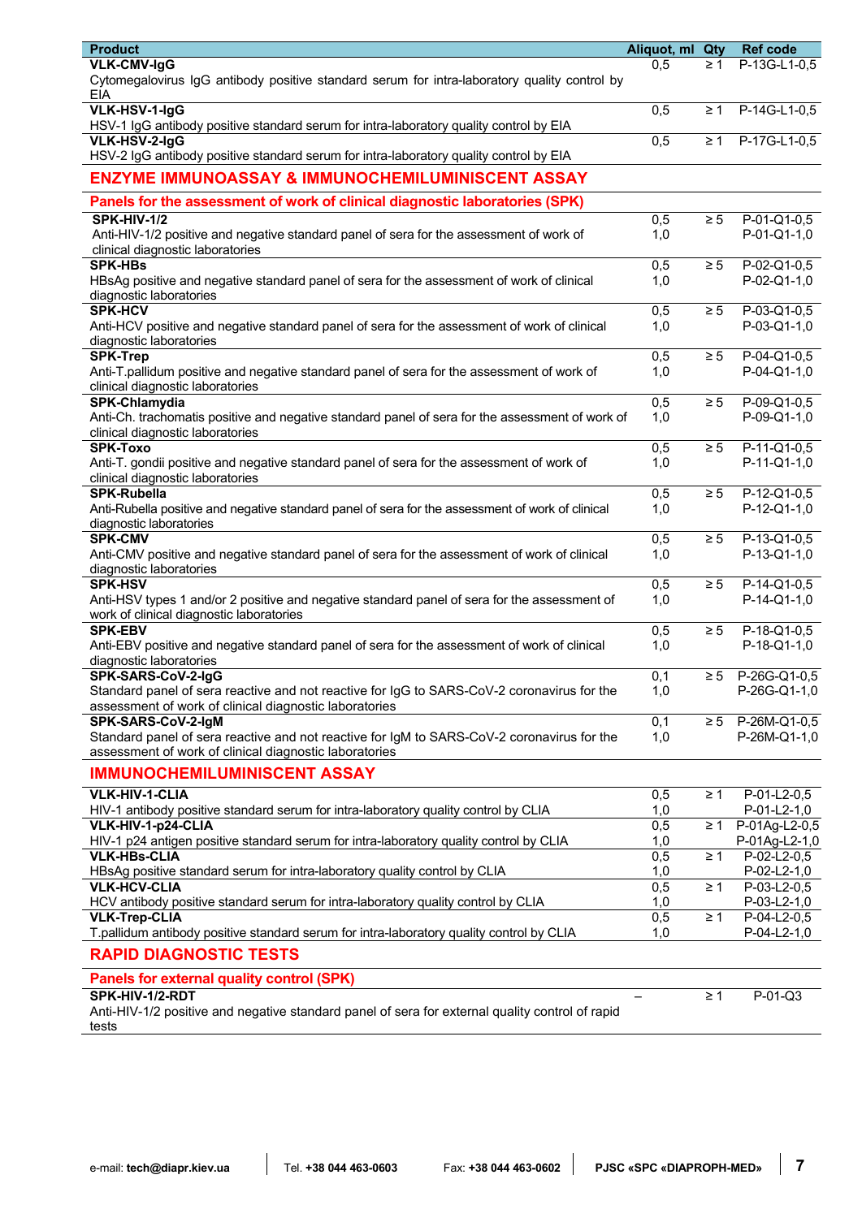| Product | Aliquot, ml | Qty | Ref code |
|---|---|---|---|
| **VLK-CMV-IgG**<br>Cytomegalovirus IgG antibody positive standard serum for intra-laboratory quality control by EIA | 0,5 | ≥ 1 | P-13G-L1-0,5 |
| **VLK-HSV-1-IgG**<br>HSV-1 IgG antibody positive standard serum for intra-laboratory quality control by EIA | 0,5 | ≥ 1 | P-14G-L1-0,5 |
| **VLK-HSV-2-IgG**<br>HSV-2 IgG antibody positive standard serum for intra-laboratory quality control by EIA | 0,5 | ≥ 1 | P-17G-L1-0,5 |

## ENZYME IMMUNOASSAY & IMMUNOCHEMILUMINISCENT ASSAY

### Panels for the assessment of work of clinical diagnostic laboratories (SPK)

| Product | Aliquot, ml | Qty | Ref code |
|---|---|---|---|
| **SPK-HIV-1/2**<br>Anti-HIV-1/2 positive and negative standard panel of sera for the assessment of work of clinical diagnostic laboratories | 0,5<br>1,0 | ≥ 5 | P-01-Q1-0,5<br>P-01-Q1-1,0 |
| **SPK-HBs**<br>HBsAg positive and negative standard panel of sera for the assessment of work of clinical diagnostic laboratories | 0,5<br>1,0 | ≥ 5 | P-02-Q1-0,5<br>P-02-Q1-1,0 |
| **SPK-HCV**<br>Anti-HCV positive and negative standard panel of sera for the assessment of work of clinical diagnostic laboratories | 0,5<br>1,0 | ≥ 5 | P-03-Q1-0,5<br>P-03-Q1-1,0 |
| **SPK-Trep**<br>Anti-T.pallidum positive and negative standard panel of sera for the assessment of work of clinical diagnostic laboratories | 0,5<br>1,0 | ≥ 5 | P-04-Q1-0,5<br>P-04-Q1-1,0 |
| **SPK-Chlamydia**<br>Anti-Ch. trachomatis positive and negative standard panel of sera for the assessment of work of clinical diagnostic laboratories | 0,5<br>1,0 | ≥ 5 | P-09-Q1-0,5<br>P-09-Q1-1,0 |
| **SPK-Toxo**<br>Anti-T. gondii positive and negative standard panel of sera for the assessment of work of clinical diagnostic laboratories | 0,5<br>1,0 | ≥ 5 | P-11-Q1-0,5<br>P-11-Q1-1,0 |
| **SPK-Rubella**<br>Anti-Rubella positive and negative standard panel of sera for the assessment of work of clinical diagnostic laboratories | 0,5<br>1,0 | ≥ 5 | P-12-Q1-0,5<br>P-12-Q1-1,0 |
| **SPK-CMV**<br>Anti-CMV positive and negative standard panel of sera for the assessment of work of clinical diagnostic laboratories | 0,5<br>1,0 | ≥ 5 | P-13-Q1-0,5<br>P-13-Q1-1,0 |
| **SPK-HSV**<br>Anti-HSV types 1 and/or 2 positive and negative standard panel of sera for the assessment of work of clinical diagnostic laboratories | 0,5<br>1,0 | ≥ 5 | P-14-Q1-0,5<br>P-14-Q1-1,0 |
| **SPK-EBV**<br>Anti-EBV positive and negative standard panel of sera for the assessment of work of clinical diagnostic laboratories | 0,5<br>1,0 | ≥ 5 | P-18-Q1-0,5<br>P-18-Q1-1,0 |
| **SPK-SARS-CoV-2-IgG**<br>Standard panel of sera reactive and not reactive for IgG to SARS-CoV-2 coronavirus for the assessment of work of clinical diagnostic laboratories | 0,1<br>1,0 | ≥ 5 | P-26G-Q1-0,5<br>P-26G-Q1-1,0 |
| **SPK-SARS-CoV-2-IgM**<br>Standard panel of sera reactive and not reactive for IgM to SARS-CoV-2 coronavirus for the assessment of work of clinical diagnostic laboratories | 0,1<br>1,0 | ≥ 5 | P-26M-Q1-0,5<br>P-26M-Q1-1,0 |

## IMMUNOCHEMILUMINISCENT ASSAY

| Product | Aliquot, ml | Qty | Ref code |
|---|---|---|---|
| **VLK-HIV-1-CLIA**<br>HIV-1 antibody positive standard serum for intra-laboratory quality control by CLIA | 0,5<br>1,0 | ≥ 1 | P-01-L2-0,5<br>P-01-L2-1,0 |
| **VLK-HIV-1-p24-CLIA**<br>HIV-1 p24 antigen positive standard serum for intra-laboratory quality control by CLIA | 0,5<br>1,0 | ≥ 1 | P-01Ag-L2-0,5<br>P-01Ag-L2-1,0 |
| **VLK-HBs-CLIA**<br>HBsAg positive standard serum for intra-laboratory quality control by CLIA | 0,5<br>1,0 | ≥ 1 | P-02-L2-0,5<br>P-02-L2-1,0 |
| **VLK-HCV-CLIA**<br>HCV antibody positive standard serum for intra-laboratory quality control by CLIA | 0,5<br>1,0 | ≥ 1 | P-03-L2-0,5<br>P-03-L2-1,0 |
| **VLK-Trep-CLIA**<br>T.pallidum antibody positive standard serum for intra-laboratory quality control by CLIA | 0,5<br>1,0 | ≥ 1 | P-04-L2-0,5<br>P-04-L2-1,0 |

## RAPID DIAGNOSTIC TESTS

### Panels for external quality control (SPK)

| Product | Aliquot, ml | Qty | Ref code |
|---|---|---|---|
| **SPK-HIV-1/2-RDT**<br>Anti-HIV-1/2 positive and negative standard panel of sera for external quality control of rapid tests | – | ≥ 1 | P-01-Q3 |

e-mail: **tech@diapr.kiev.ua** | Tel. **+38 044 463-0603** | Fax: **+38 044 463-0602** | **PJSC «SPC «DIAPROPH-MED»**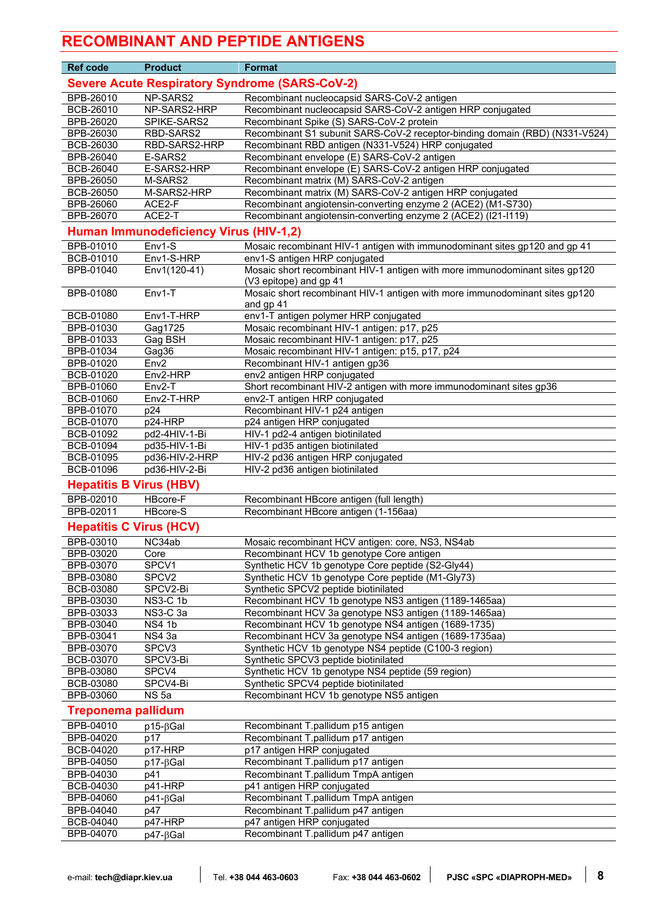# RECOMBINANT AND PEPTIDE ANTIGENS

| Ref code | Product | Format |
|---|---|---|
| **Severe Acute Respiratory Syndrome (SARS-CoV-2)** | | |
| BPB-26010 | NP-SARS2 | Recombinant nucleocapsid SARS-CoV-2 antigen |
| BCB-26010 | NP-SARS2-HRP | Recombinant nucleocapsid SARS-CoV-2 antigen HRP conjugated |
| BPB-26020 | SPIKE-SARS2 | Recombinant Spike (S) SARS-CoV-2 protein |
| BPB-26030 | RBD-SARS2 | Recombinant S1 subunit SARS-CoV-2 receptor-binding domain (RBD) (N331-V524) |
| BCB-26030 | RBD-SARS2-HRP | Recombinant RBD antigen (N331-V524) HRP conjugated |
| BPB-26040 | E-SARS2 | Recombinant envelope (E) SARS-CoV-2 antigen |
| BCB-26040 | E-SARS2-HRP | Recombinant envelope (E) SARS-CoV-2 antigen HRP conjugated |
| BPB-26050 | M-SARS2 | Recombinant matrix (M) SARS-CoV-2 antigen |
| BCB-26050 | M-SARS2-HRP | Recombinant matrix (M) SARS-CoV-2 antigen HRP conjugated |
| BPB-26060 | ACE2-F | Recombinant angiotensin-converting enzyme 2 (ACE2) (M1-S730) |
| BPB-26070 | ACE2-T | Recombinant angiotensin-converting enzyme 2 (ACE2) (I21-I119) |
| **Human Immunodeficiency Virus (HIV-1,2)** | | |
| BPB-01010 | Env1-S | Mosaic recombinant HIV-1 antigen with immunodominant sites gp120 and gp 41 |
| BCB-01010 | Env1-S-HRP | env1-S antigen HRP conjugated |
| BPB-01040 | Env1(120-41) | Mosaic short recombinant HIV-1 antigen with more immunodominant sites gp120 (V3 epitope) and gp 41 |
| BPB-01080 | Env1-T | Mosaic short recombinant HIV-1 antigen with more immunodominant sites gp120 and gp 41 |
| BCB-01080 | Env1-T-HRP | env1-T antigen polymer HRP conjugated |
| BPB-01030 | Gag1725 | Mosaic recombinant HIV-1 antigen: p17, p25 |
| BPB-01033 | Gag BSH | Mosaic recombinant HIV-1 antigen: p17, p25 |
| BPB-01034 | Gag36 | Mosaic recombinant HIV-1 antigen: p15, p17, p24 |
| BPB-01020 | Env2 | Recombinant HIV-1 antigen gp36 |
| BCB-01020 | Env2-HRP | env2 antigen HRP conjugated |
| BPB-01060 | Env2-T | Short recombinant HIV-2 antigen with more immunodominant sites gp36 |
| BCB-01060 | Env2-T-HRP | env2-T antigen HRP conjugated |
| BPB-01070 | p24 | Recombinant HIV-1 p24 antigen |
| BCB-01070 | p24-HRP | p24 antigen HRP conjugated |
| BCB-01092 | pd2-4HIV-1-Bi | HIV-1 pd2-4 antigen biotinilated |
| BCB-01094 | pd35-HIV-1-Bi | HIV-1 pd35 antigen biotinilated |
| BCB-01095 | pd36-HIV-2-HRP | HIV-2 pd36 antigen HRP conjugated |
| BCB-01096 | pd36-HIV-2-Bi | HIV-2 pd36 antigen biotinilated |
| **Hepatitis B Virus (HBV)** | | |
| BPB-02010 | HBcore-F | Recombinant HBcore antigen (full length) |
| BPB-02011 | HBcore-S | Recombinant HBcore antigen (1-156aa) |
| **Hepatitis C Virus (HCV)** | | |
| BPB-03010 | NC34ab | Mosaic recombinant HCV antigen: core, NS3, NS4ab |
| BPB-03020 | Core | Recombinant HCV 1b genotype Core antigen |
| BPB-03070 | SPCV1 | Synthetic HCV 1b genotype Core peptide (S2-Gly44) |
| BPB-03080 | SPCV2 | Synthetic HCV 1b genotype Core peptide (M1-Gly73) |
| BCB-03080 | SPCV2-Bi | Synthetic SPCV2 peptide biotinilated |
| BPB-03030 | NS3-C 1b | Recombinant HCV 1b genotype NS3 antigen (1189-1465aa) |
| BPB-03033 | NS3-C 3a | Recombinant HCV 3a genotype NS3 antigen (1189-1465aa) |
| BPB-03040 | NS4 1b | Recombinant HCV 1b genotype NS4 antigen (1689-1735) |
| BPB-03041 | NS4 3a | Recombinant HCV 3a genotype NS4 antigen (1689-1735aa) |
| BPB-03070 | SPCV3 | Synthetic HCV 1b genotype NS4 peptide (C100-3 region) |
| BCB-03070 | SPCV3-Bi | Synthetic SPCV3 peptide biotinilated |
| BPB-03080 | SPCV4 | Synthetic HCV 1b genotype NS4 peptide (59 region) |
| BCB-03080 | SPCV4-Bi | Synthetic SPCV4 peptide biotinilated |
| BPB-03060 | NS 5a | Recombinant HCV 1b genotype NS5 antigen |
| **Treponema pallidum** | | |
| BPB-04010 | p15-βGal | Recombinant T.pallidum p15 antigen |
| BPB-04020 | p17 | Recombinant T.pallidum p17 antigen |
| BCB-04020 | p17-HRP | p17 antigen HRP conjugated |
| BPB-04050 | p17-βGal | Recombinant T.pallidum p17 antigen |
| BPB-04030 | p41 | Recombinant T.pallidum TmpA antigen |
| BCB-04030 | p41-HRP | p41 antigen HRP conjugated |
| BPB-04060 | p41-βGal | Recombinant T.pallidum TmpA antigen |
| BPB-04040 | p47 | Recombinant T.pallidum p47 antigen |
| BCB-04040 | p47-HRP | p47 antigen HRP conjugated |
| BPB-04070 | p47-βGal | Recombinant T.pallidum p47 antigen |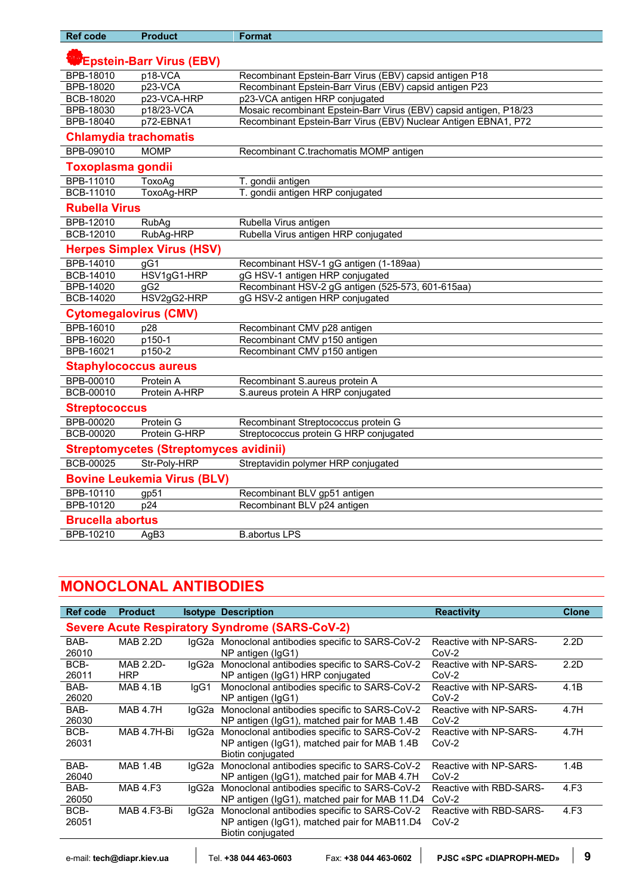| Ref code | Product | Format |
|---|---|---|
| **Epstein-Barr Virus (EBV)** | | |
| BPB-18010 | p18-VCA | Recombinant Epstein-Barr Virus (EBV) capsid antigen P18 |
| BPB-18020 | p23-VCA | Recombinant Epstein-Barr Virus (EBV) capsid antigen P23 |
| BCB-18020 | p23-VCA-HRP | p23-VCA antigen HRP conjugated |
| BPB-18030 | p18/23-VCA | Mosaic recombinant Epstein-Barr Virus (EBV) capsid antigen, P18/23 |
| BPB-18040 | p72-EBNA1 | Recombinant Epstein-Barr Virus (EBV) Nuclear Antigen EBNA1, P72 |
| **Chlamydia trachomatis** | | |
| BPB-09010 | MOMP | Recombinant C.trachomatis MOMP antigen |
| **Toxoplasma gondii** | | |
| BPB-11010 | ToxoAg | T. gondii antigen |
| BCB-11010 | ToxoAg-HRP | T. gondii antigen HRP conjugated |
| **Rubella Virus** | | |
| BPB-12010 | RubAg | Rubella Virus antigen |
| BCB-12010 | RubAg-HRP | Rubella Virus antigen HRP conjugated |
| **Herpes Simplex Virus (HSV)** | | |
| BPB-14010 | gG1 | Recombinant HSV-1 gG antigen (1-189aa) |
| BCB-14010 | HSV1gG1-HRP | gG HSV-1 antigen HRP conjugated |
| BPB-14020 | gG2 | Recombinant HSV-2 gG antigen (525-573, 601-615aa) |
| BCB-14020 | HSV2gG2-HRP | gG HSV-2 antigen HRP conjugated |
| **Cytomegalovirus (CMV)** | | |
| BPB-16010 | p28 | Recombinant CMV p28 antigen |
| BPB-16020 | p150-1 | Recombinant CMV p150 antigen |
| BPB-16021 | p150-2 | Recombinant CMV p150 antigen |
| **Staphylococcus aureus** | | |
| BPB-00010 | Protein A | Recombinant S.aureus protein A |
| BCB-00010 | Protein A-HRP | S.aureus protein A HRP conjugated |
| **Streptococcus** | | |
| BPB-00020 | Protein G | Recombinant Streptococcus protein G |
| BCB-00020 | Protein G-HRP | Streptococcus protein G HRP conjugated |
| **Streptomycetes (Streptomyces avidinii)** | | |
| BCB-00025 | Str-Poly-HRP | Streptavidin polymer HRP conjugated |
| **Bovine Leukemia Virus (BLV)** | | |
| BPB-10110 | gp51 | Recombinant BLV gp51 antigen |
| BPB-10120 | p24 | Recombinant BLV p24 antigen |
| **Brucella abortus** | | |
| BPB-10210 | AgB3 | B.abortus LPS |

## MONOCLONAL ANTIBODIES

| Ref code | Product | Isotype | Description | Reactivity | Clone |
|---|---|---|---|---|---|
| **Severe Acute Respiratory Syndrome (SARS-CoV-2)** | | | | | |
| BAB-26010 | MAB 2.2D | IgG2a | Monoclonal antibodies specific to SARS-CoV-2 NP antigen (IgG1) | Reactive with NP-SARS-CoV-2 | 2.2D |
| BCB-26011 | MAB 2.2D-HRP | IgG2a | Monoclonal antibodies specific to SARS-CoV-2 NP antigen (IgG1) HRP conjugated | Reactive with NP-SARS-CoV-2 | 2.2D |
| BAB-26020 | MAB 4.1B | IgG1 | Monoclonal antibodies specific to SARS-CoV-2 NP antigen (IgG1) | Reactive with NP-SARS-CoV-2 | 4.1B |
| BAB-26030 | MAB 4.7H | IgG2a | Monoclonal antibodies specific to SARS-CoV-2 NP antigen (IgG1), matched pair for MAB 1.4B | Reactive with NP-SARS-CoV-2 | 4.7H |
| BCB-26031 | MAB 4.7H-Bi | IgG2a | Monoclonal antibodies specific to SARS-CoV-2 NP antigen (IgG1), matched pair for MAB 1.4B Biotin conjugated | Reactive with NP-SARS-CoV-2 | 4.7H |
| BAB-26040 | MAB 1.4B | IgG2a | Monoclonal antibodies specific to SARS-CoV-2 NP antigen (IgG1), matched pair for MAB 4.7H | Reactive with NP-SARS-CoV-2 | 1.4B |
| BAB-26050 | MAB 4.F3 | IgG2a | Monoclonal antibodies specific to SARS-CoV-2 NP antigen (IgG1), matched pair for MAB 11.D4 | Reactive with RBD-SARS-CoV-2 | 4.F3 |
| BCB-26051 | MAB 4.F3-Bi | IgG2a | Monoclonal antibodies specific to SARS-CoV-2 NP antigen (IgG1), matched pair for MAB11.D4 Biotin conjugated | Reactive with RBD-SARS-CoV-2 | 4.F3 |

e-mail: **tech@diapr.kiev.ua** | Tel. **+38 044 463-0603** | Fax: **+38 044 463-0602** | **PJSC «SPC «DIAPROPH-MED»**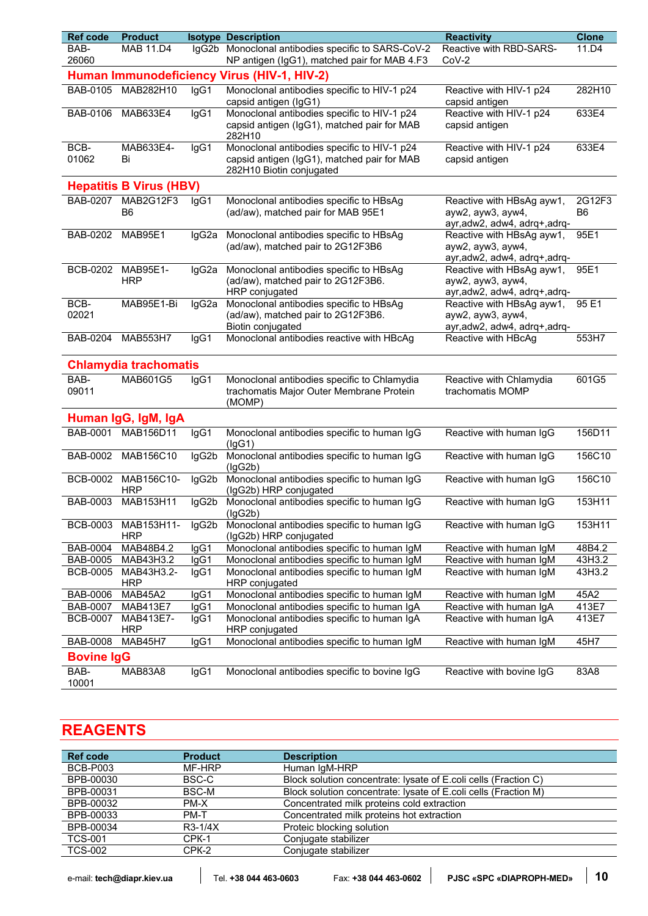| Ref code | Product | Isotype | Description | Reactivity | Clone |
|---|---|---|---|---|---|
| BAB-26060 | MAB 11.D4 | IgG2b | Monoclonal antibodies specific to SARS-CoV-2 NP antigen (IgG1), matched pair for MAB 4.F3 | Reactive with RBD-SARS-CoV-2 | 11.D4 |
| **Human Immunodeficiency Virus (HIV-1, HIV-2)** | | | | | |
| BAB-0105 | MAB282H10 | IgG1 | Monoclonal antibodies specific to HIV-1 p24 capsid antigen (IgG1) | Reactive with HIV-1 p24 capsid antigen | 282H10 |
| BAB-0106 | MAB633E4 | IgG1 | Monoclonal antibodies specific to HIV-1 p24 capsid antigen (IgG1), matched pair for MAB 282H10 | Reactive with HIV-1 p24 capsid antigen | 633E4 |
| BCB-01062 | MAB633E4-Bi | IgG1 | Monoclonal antibodies specific to HIV-1 p24 capsid antigen (IgG1), matched pair for MAB 282H10 Biotin conjugated | Reactive with HIV-1 p24 capsid antigen | 633E4 |
| **Hepatitis B Virus (HBV)** | | | | | |
| BAB-0207 | MAB2G12F3 B6 | IgG1 | Monoclonal antibodies specific to HBsAg (ad/aw), matched pair for MAB 95E1 | Reactive with HBsAg ayw1, ayw2, ayw3, ayw4, ayr,adw2, adw4, adrq+,adrq- | 2G12F3 B6 |
| BAB-0202 | MAB95E1 | IgG2a | Monoclonal antibodies specific to HBsAg (ad/aw), matched pair to 2G12F3B6 | Reactive with HBsAg ayw1, ayw2, ayw3, ayw4, ayr,adw2, adw4, adrq+,adrq- | 95E1 |
| BCB-0202 | MAB95E1-HRP | IgG2a | Monoclonal antibodies specific to HBsAg (ad/aw), matched pair to 2G12F3B6. HRP conjugated | Reactive with HBsAg ayw1, ayw2, ayw3, ayw4, ayr,adw2, adw4, adrq+,adrq- | 95E1 |
| BCB-02021 | MAB95E1-Bi | IgG2a | Monoclonal antibodies specific to HBsAg (ad/aw), matched pair to 2G12F3B6. Biotin conjugated | Reactive with HBsAg ayw1, ayw2, ayw3, ayw4, ayr,adw2, adw4, adrq+,adrq- | 95 E1 |
| BAB-0204 | MAB553H7 | IgG1 | Monoclonal antibodies reactive with HBcAg | Reactive with HBcAg | 553H7 |
| **Chlamydia trachomatis** | | | | | |
| BAB-09011 | MAB601G5 | IgG1 | Monoclonal antibodies specific to Chlamydia trachomatis Major Outer Membrane Protein (MOMP) | Reactive with Chlamydia trachomatis MOMP | 601G5 |
| **Human IgG, IgM, IgA** | | | | | |
| BAB-0001 | MAB156D11 | IgG1 | Monoclonal antibodies specific to human IgG (IgG1) | Reactive with human IgG | 156D11 |
| BAB-0002 | MAB156C10 | IgG2b | Monoclonal antibodies specific to human IgG (IgG2b) | Reactive with human IgG | 156C10 |
| BCB-0002 | MAB156C10-HRP | IgG2b | Monoclonal antibodies specific to human IgG (IgG2b) HRP conjugated | Reactive with human IgG | 156C10 |
| BAB-0003 | MAB153H11 | IgG2b | Monoclonal antibodies specific to human IgG (IgG2b) | Reactive with human IgG | 153H11 |
| BCB-0003 | MAB153H11-HRP | IgG2b | Monoclonal antibodies specific to human IgG (IgG2b) HRP conjugated | Reactive with human IgG | 153H11 |
| BAB-0004 | MAB48B4.2 | IgG1 | Monoclonal antibodies specific to human IgM | Reactive with human IgM | 48B4.2 |
| BAB-0005 | MAB43H3.2 | IgG1 | Monoclonal antibodies specific to human IgM | Reactive with human IgM | 43H3.2 |
| BCB-0005 | MAB43H3.2-HRP | IgG1 | Monoclonal antibodies specific to human IgM HRP conjugated | Reactive with human IgM | 43H3.2 |
| BAB-0006 | MAB45A2 | IgG1 | Monoclonal antibodies specific to human IgM | Reactive with human IgM | 45A2 |
| BAB-0007 | MAB413E7 | IgG1 | Monoclonal antibodies specific to human IgA | Reactive with human IgA | 413E7 |
| BCB-0007 | MAB413E7-HRP | IgG1 | Monoclonal antibodies specific to human IgA HRP conjugated | Reactive with human IgA | 413E7 |
| BAB-0008 | MAB45H7 | IgG1 | Monoclonal antibodies specific to human IgM | Reactive with human IgM | 45H7 |
| **Bovine IgG** | | | | | |
| BAB-10001 | MAB83A8 | IgG1 | Monoclonal antibodies specific to bovine IgG | Reactive with bovine IgG | 83A8 |

# REAGENTS

| Ref code | Product | Description |
|---|---|---|
| BCB-P003 | MF-HRP | Human IgM-HRP |
| BPB-00030 | BSC-C | Block solution concentrate: lysate of E.coli cells (Fraction C) |
| BPB-00031 | BSC-M | Block solution concentrate: lysate of E.coli cells (Fraction M) |
| BPB-00032 | PM-X | Concentrated milk proteins cold extraction |
| BPB-00033 | PM-T | Concentrated milk proteins hot extraction |
| BPB-00034 | R3-1/4X | Proteic blocking solution |
| TCS-001 | CPK-1 | Conjugate stabilizer |
| TCS-002 | CPK-2 | Conjugate stabilizer |

e-mail: **tech@diapr.kiev.ua** | Tel. **+38 044 463-0603** | Fax: **+38 044 463-0602** | **PJSC «SPC «DIAPROPH-MED»**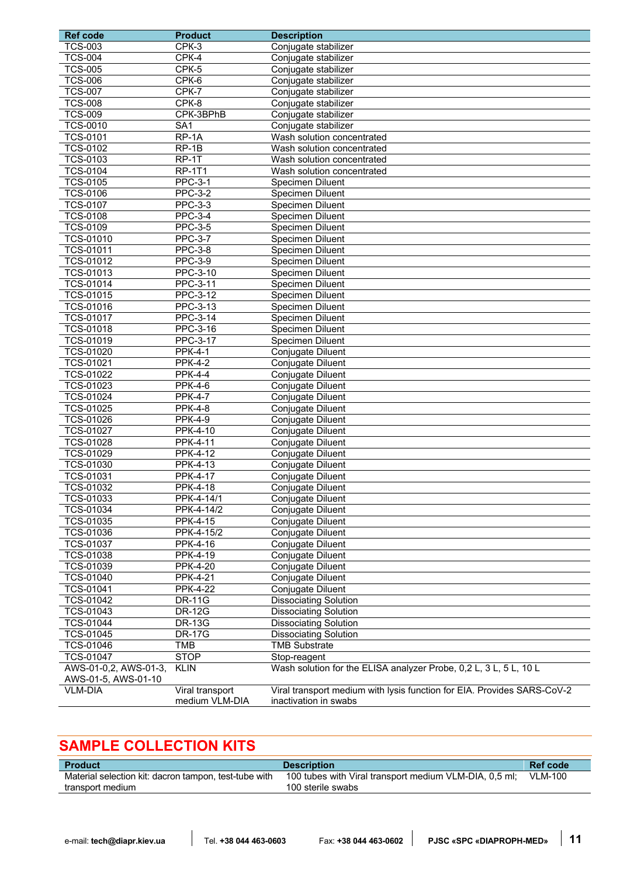| Ref code | Product | Description |
|---|---|---|
| TCS-003 | CPK-3 | Conjugate stabilizer |
| TCS-004 | CPK-4 | Conjugate stabilizer |
| TCS-005 | CPK-5 | Conjugate stabilizer |
| TCS-006 | CPK-6 | Conjugate stabilizer |
| TCS-007 | CPK-7 | Conjugate stabilizer |
| TCS-008 | CPK-8 | Conjugate stabilizer |
| TCS-009 | CPK-3BPhB | Conjugate stabilizer |
| TCS-0010 | SA1 | Conjugate stabilizer |
| TCS-0101 | RP-1A | Wash solution concentrated |
| TCS-0102 | RP-1B | Wash solution concentrated |
| TCS-0103 | RP-1T | Wash solution concentrated |
| TCS-0104 | RP-1T1 | Wash solution concentrated |
| TCS-0105 | PPC-3-1 | Specimen Diluent |
| TCS-0106 | PPC-3-2 | Specimen Diluent |
| TCS-0107 | PPC-3-3 | Specimen Diluent |
| TCS-0108 | PPC-3-4 | Specimen Diluent |
| TCS-0109 | PPC-3-5 | Specimen Diluent |
| TCS-01010 | PPC-3-7 | Specimen Diluent |
| TCS-01011 | PPC-3-8 | Specimen Diluent |
| TCS-01012 | PPC-3-9 | Specimen Diluent |
| TCS-01013 | PPC-3-10 | Specimen Diluent |
| TCS-01014 | PPC-3-11 | Specimen Diluent |
| TCS-01015 | PPC-3-12 | Specimen Diluent |
| TCS-01016 | PPC-3-13 | Specimen Diluent |
| TCS-01017 | PPC-3-14 | Specimen Diluent |
| TCS-01018 | PPC-3-16 | Specimen Diluent |
| TCS-01019 | PPC-3-17 | Specimen Diluent |
| TCS-01020 | PPK-4-1 | Conjugate Diluent |
| TCS-01021 | PPK-4-2 | Conjugate Diluent |
| TCS-01022 | PPK-4-4 | Conjugate Diluent |
| TCS-01023 | PPK-4-6 | Conjugate Diluent |
| TCS-01024 | PPK-4-7 | Conjugate Diluent |
| TCS-01025 | PPK-4-8 | Conjugate Diluent |
| TCS-01026 | PPK-4-9 | Conjugate Diluent |
| TCS-01027 | PPK-4-10 | Conjugate Diluent |
| TCS-01028 | PPK-4-11 | Conjugate Diluent |
| TCS-01029 | PPK-4-12 | Conjugate Diluent |
| TCS-01030 | PPK-4-13 | Conjugate Diluent |
| TCS-01031 | PPK-4-17 | Conjugate Diluent |
| TCS-01032 | PPK-4-18 | Conjugate Diluent |
| TCS-01033 | PPK-4-14/1 | Conjugate Diluent |
| TCS-01034 | PPK-4-14/2 | Conjugate Diluent |
| TCS-01035 | PPK-4-15 | Conjugate Diluent |
| TCS-01036 | PPK-4-15/2 | Conjugate Diluent |
| TCS-01037 | PPK-4-16 | Conjugate Diluent |
| TCS-01038 | PPK-4-19 | Conjugate Diluent |
| TCS-01039 | PPK-4-20 | Conjugate Diluent |
| TCS-01040 | PPK-4-21 | Conjugate Diluent |
| TCS-01041 | PPK-4-22 | Conjugate Diluent |
| TCS-01042 | DR-11G | Dissociating Solution |
| TCS-01043 | DR-12G | Dissociating Solution |
| TCS-01044 | DR-13G | Dissociating Solution |
| TCS-01045 | DR-17G | Dissociating Solution |
| TCS-01046 | TMB | TMB Substrate |
| TCS-01047 | STOP | Stop-reagent |
| AWS-01-0,2, AWS-01-3, AWS-01-5, AWS-01-10 | KLIN | Wash solution for the ELISA analyzer Probe, 0,2 L, 3 L, 5 L, 10 L |
| VLM-DIA | Viral transport medium VLM-DIA | Viral transport medium with lysis function for EIA. Provides SARS-CoV-2 inactivation in swabs |

## SAMPLE COLLECTION KITS

| Product | Description | Ref code |
|---|---|---|
| Material selection kit: dacron tampon, test-tube with transport medium | 100 tubes with Viral transport medium VLM-DIA, 0,5 ml; 100 sterile swabs | VLM-100 |

e-mail: **tech@diapr.kiev.ua** | Tel. **+38 044 463-0603** | Fax: **+38 044 463-0602** | **PJSC «SPC «DIAPROPH-MED»**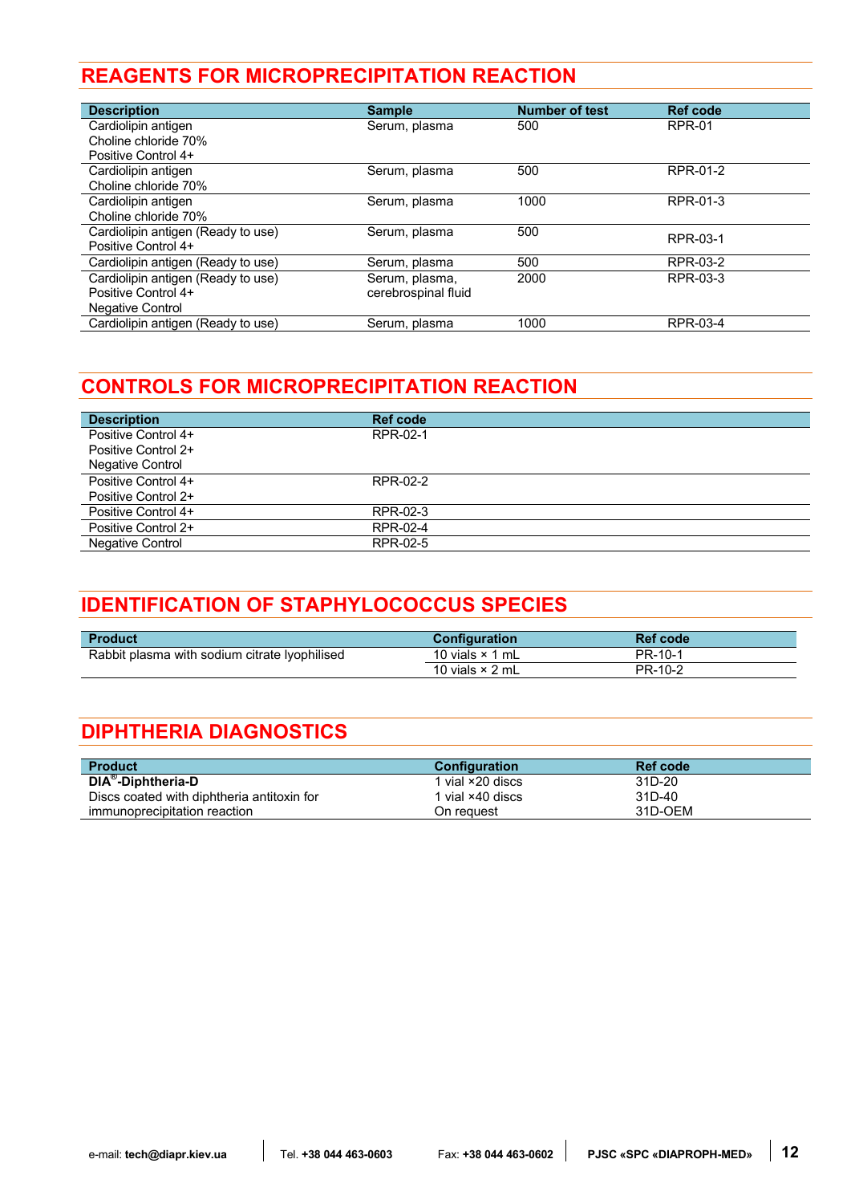## REAGENTS FOR MICROPRECIPITATION REACTION

| Description | Sample | Number of test | Ref code |
|---|---|---|---|
| Cardiolipin antigen<br>Choline chloride 70%<br>Positive Control 4+ | Serum, plasma | 500 | RPR-01 |
| Cardiolipin antigen<br>Choline chloride 70% | Serum, plasma | 500 | RPR-01-2 |
| Cardiolipin antigen<br>Choline chloride 70% | Serum, plasma | 1000 | RPR-01-3 |
| Cardiolipin antigen (Ready to use)<br>Positive Control 4+ | Serum, plasma | 500 | RPR-03-1 |
| Cardiolipin antigen (Ready to use) | Serum, plasma | 500 | RPR-03-2 |
| Cardiolipin antigen (Ready to use)<br>Positive Control 4+<br>Negative Control | Serum, plasma, cerebrospinal fluid | 2000 | RPR-03-3 |
| Cardiolipin antigen (Ready to use) | Serum, plasma | 1000 | RPR-03-4 |

## CONTROLS FOR MICROPRECIPITATION REACTION

| Description | Ref code |
|---|---|
| Positive Control 4+<br>Positive Control 2+<br>Negative Control | RPR-02-1 |
| Positive Control 4+<br>Positive Control 2+ | RPR-02-2 |
| Positive Control 4+ | RPR-02-3 |
| Positive Control 2+ | RPR-02-4 |
| Negative Control | RPR-02-5 |

## IDENTIFICATION OF STAPHYLOCOCCUS SPECIES

| Product | Configuration | Ref code |
|---|---|---|
| Rabbit plasma with sodium citrate lyophilised | 10 vials × 1 mL | PR-10-1 |
| | 10 vials × 2 mL | PR-10-2 |

## DIPHTHERIA DIAGNOSTICS

| Product | Configuration | Ref code |
|---|---|---|
| **DIA®-Diphtheria-D** | 1 vial ×20 discs | 31D-20 |
| Discs coated with diphtheria antitoxin for | 1 vial ×40 discs | 31D-40 |
| immunoprecipitation reaction | On request | 31D-OEM |

e-mail: **tech@diapr.kiev.ua** | Tel. **+38 044 463-0603** | Fax: **+38 044 463-0602** | **PJSC «SPC «DIAPROPH-MED»**